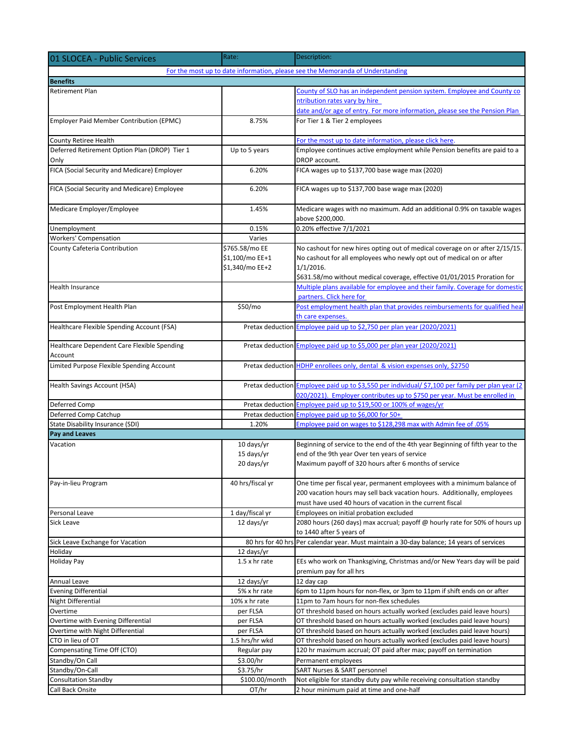| 01 SLOCEA - Public Services | Rate: | Description: |
|---|---|---|
| For the most up to date information, please see the Memoranda of Understanding | | |
| **Benefits** | | |
| Retirement Plan | | County of SLO has an independent pension system. Employee and County contribution rates vary by hire date and/or age of entry. For more information, please see the Pension Plan |
| Employer Paid Member Contribution (EPMC) | 8.75% | For Tier 1 & Tier 2 employees |
| County Retiree Health | | For the most up to date information, please click here. |
| Deferred Retirement Option Plan (DROP) Tier 1 Only | Up to 5 years | Employee continues active employment while Pension benefits are paid to a DROP account. |
| FICA (Social Security and Medicare) Employer | 6.20% | FICA wages up to $137,700 base wage max (2020) |
| FICA (Social Security and Medicare) Employee | 6.20% | FICA wages up to $137,700 base wage max (2020) |
| Medicare Employer/Employee | 1.45% | Medicare wages with no maximum. Add an additional 0.9% on taxable wages above $200,000. |
| Unemployment | 0.15% | 0.20% effective 7/1/2021 |
| Workers' Compensation | Varies | |
| County Cafeteria Contribution | $765.58/mo EE<br>$1,100/mo EE+1<br>$1,340/mo EE+2 | No cashout for new hires opting out of medical coverage on or after 2/15/15. No cashout for all employees who newly opt out of medical on or after 1/1/2016.<br>$631.58/mo without medical coverage, effective 01/01/2015 Proration for |
| Health Insurance | | Multiple plans available for employee and their family. Coverage for domestic partners. Click here for |
| Post Employment Health Plan | $50/mo | Post employment health plan that provides reimbursements for qualified health care expenses. |
| Healthcare Flexible Spending Account (FSA) | Pretax deduction | Employee paid up to $2,750 per plan year (2020/2021) |
| Healthcare Dependent Care Flexible Spending Account | Pretax deduction | Employee paid up to $5,000 per plan year (2020/2021) |
| Limited Purpose Flexible Spending Account | Pretax deduction | HDHP enrollees only, dental & vision expenses only, $2750 |
| Health Savings Account (HSA) | Pretax deduction | Employee paid up to $3,550 per individual/ $7,100 per family per plan year (2020/2021). Employer contributes up to $750 per year. Must be enrolled in |
| Deferred Comp | Pretax deduction | Employee paid up to $19,500 or 100% of wages/yr |
| Deferred Comp Catchup | Pretax deduction | Employee paid up to $6,000 for 50+ |
| State Disability Insurance (SDI) | 1.20% | Employee paid on wages to $128,298 max with Admin fee of .05% |
| **Pay and Leaves** | | |
| Vacation | 10 days/yr<br>15 days/yr<br>20 days/yr | Beginning of service to the end of the 4th year Beginning of fifth year to the end of the 9th year Over ten years of service<br>Maximum payoff of 320 hours after 6 months of service |
| Pay-in-lieu Program | 40 hrs/fiscal yr | One time per fiscal year, permanent employees with a minimum balance of 200 vacation hours may sell back vacation hours. Additionally, employees must have used 40 hours of vacation in the current fiscal |
| Personal Leave | 1 day/fiscal yr | Employees on initial probation excluded |
| Sick Leave | 12 days/yr | 2080 hours (260 days) max accrual; payoff @ hourly rate for 50% of hours up to 1440 after 5 years of |
| Sick Leave Exchange for Vacation | 80 hrs for 40 hrs | Per calendar year. Must maintain a 30-day balance; 14 years of services |
| Holiday | 12 days/yr | |
| Holiday Pay | 1.5 x hr rate | EEs who work on Thanksgiving, Christmas and/or New Years day will be paid premium pay for all hrs |
| Annual Leave | 12 days/yr | 12 day cap |
| Evening Differential | 5% x hr rate | 6pm to 11pm hours for non-flex, or 3pm to 11pm if shift ends on or after |
| Night Differential | 10% x hr rate | 11pm to 7am hours for non-flex schedules |
| Overtime | per FLSA | OT threshold based on hours actually worked (excludes paid leave hours) |
| Overtime with Evening Differential | per FLSA | OT threshold based on hours actually worked (excludes paid leave hours) |
| Overtime with Night Differential | per FLSA | OT threshold based on hours actually worked (excludes paid leave hours) |
| CTO in lieu of OT | 1.5 hrs/hr wkd | OT threshold based on hours actually worked (excludes paid leave hours) |
| Compensating Time Off (CTO) | Regular pay | 120 hr maximum accrual; OT paid after max; payoff on termination |
| Standby/On Call | $3.00/hr | Permanent employees |
| Standby/On-Call | $3.75/hr | SART Nurses & SART personnel |
| Consultation Standby | $100.00/month | Not eligible for standby duty pay while receiving consultation standby |
| Call Back Onsite | OT/hr | 2 hour minimum paid at time and one-half |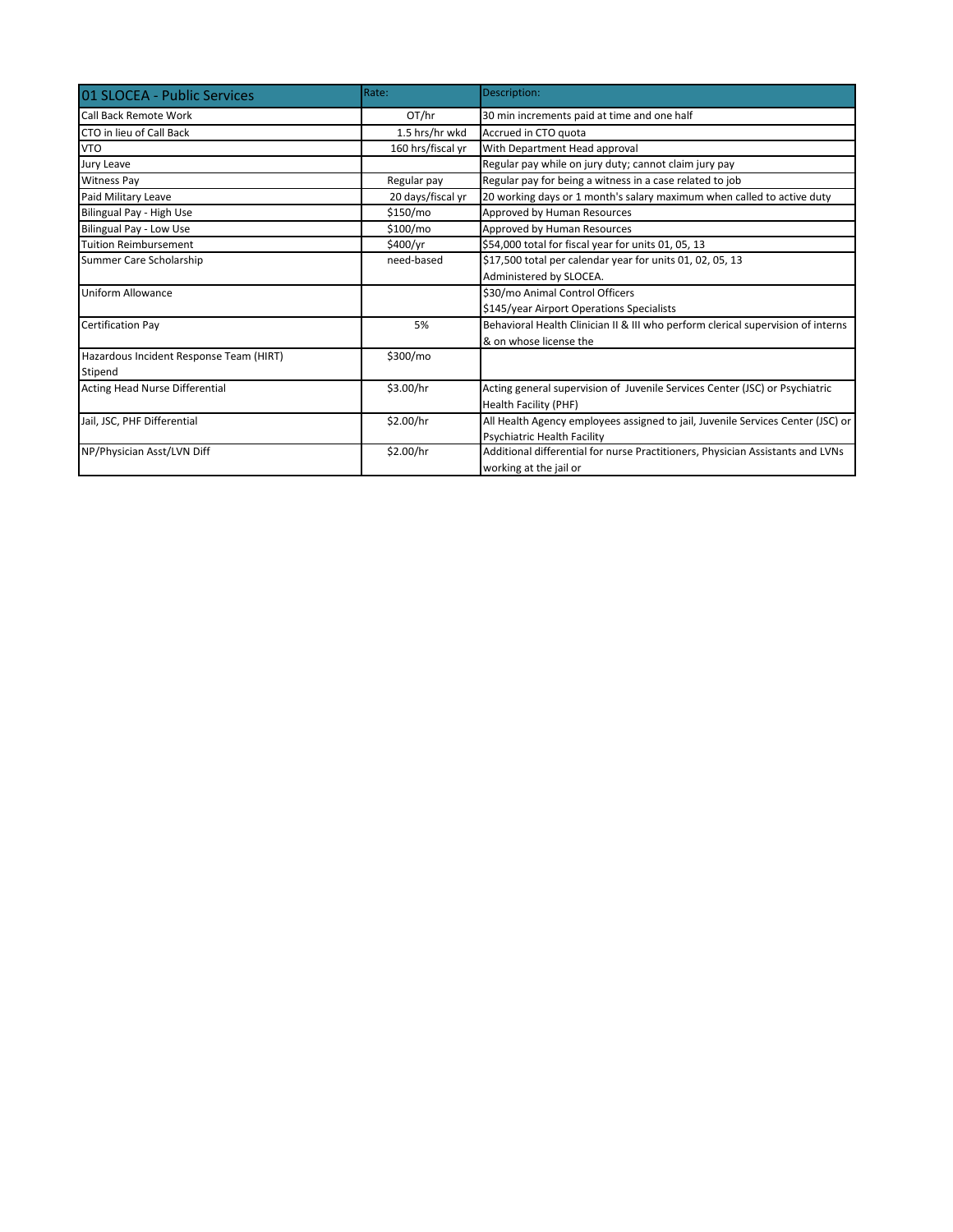| 01 SLOCEA - Public Services | Rate: | Description: |
|---|---|---|
| Call Back Remote Work | OT/hr | 30 min increments paid at time and one half |
| CTO in lieu of Call Back | 1.5 hrs/hr wkd | Accrued in CTO quota |
| VTO | 160 hrs/fiscal yr | With Department Head approval |
| Jury Leave | | Regular pay while on jury duty; cannot claim jury pay |
| Witness Pay | Regular pay | Regular pay for being a witness in a case related to job |
| Paid Military Leave | 20 days/fiscal yr | 20 working days or 1 month's salary maximum when called to active duty |
| Bilingual Pay - High Use | $150/mo | Approved by Human Resources |
| Bilingual Pay - Low Use | $100/mo | Approved by Human Resources |
| Tuition Reimbursement | $400/yr | $54,000 total for fiscal year for units 01, 05, 13 |
| Summer Care Scholarship | need-based | $17,500 total per calendar year for units 01, 02, 05, 13 Administered by SLOCEA. |
| Uniform Allowance | | $30/mo Animal Control Officers $145/year Airport Operations Specialists |
| Certification Pay | 5% | Behavioral Health Clinician II & III who perform clerical supervision of interns & on whose license the |
| Hazardous Incident Response Team (HIRT) Stipend | $300/mo | |
| Acting Head Nurse Differential | $3.00/hr | Acting general supervision of Juvenile Services Center (JSC) or Psychiatric Health Facility (PHF) |
| Jail, JSC, PHF Differential | $2.00/hr | All Health Agency employees assigned to jail, Juvenile Services Center (JSC) or Psychiatric Health Facility |
| NP/Physician Asst/LVN Diff | $2.00/hr | Additional differential for nurse Practitioners, Physician Assistants and LVNs working at the jail or |